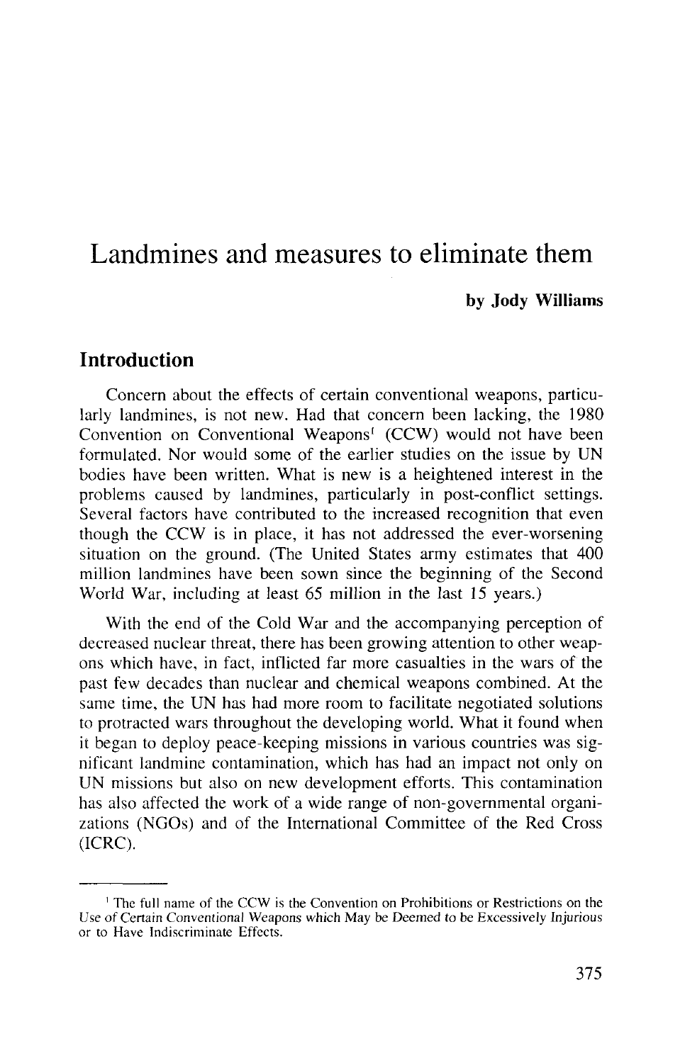# Landmines and measures to eliminate them

**by Jody Williams**

## Introduction

Concern about the effects of certain conventional weapons, particularly landmines, is not new. Had that concern been lacking, the 1980 Convention on Conventional Weapons[1] (CCW) would not have been formulated. Nor would some of the earlier studies on the issue by UN bodies have been written. What is new is a heightened interest in the problems caused by landmines, particularly in post-conflict settings. Several factors have contributed to the increased recognition that even though the CCW is in place, it has not addressed the ever-worsening situation on the ground. (The United States army estimates that 400 million landmines have been sown since the beginning of the Second World War, including at least 65 million in the last 15 years.)

With the end of the Cold War and the accompanying perception of decreased nuclear threat, there has been growing attention to other weapons which have, in fact, inflicted far more casualties in the wars of the past few decades than nuclear and chemical weapons combined. At the same time, the UN has had more room to facilitate negotiated solutions to protracted wars throughout the developing world. What it found when it began to deploy peace-keeping missions in various countries was significant landmine contamination, which has had an impact not only on UN missions but also on new development efforts. This contamination has also affected the work of a wide range of non-governmental organizations (NGOs) and of the International Committee of the Red Cross (ICRC).

---

[1] The full name of the CCW is the Convention on Prohibitions or Restrictions on the Use of Certain Conventional Weapons which May be Deemed to be Excessively Injurious or to Have Indiscriminate Effects.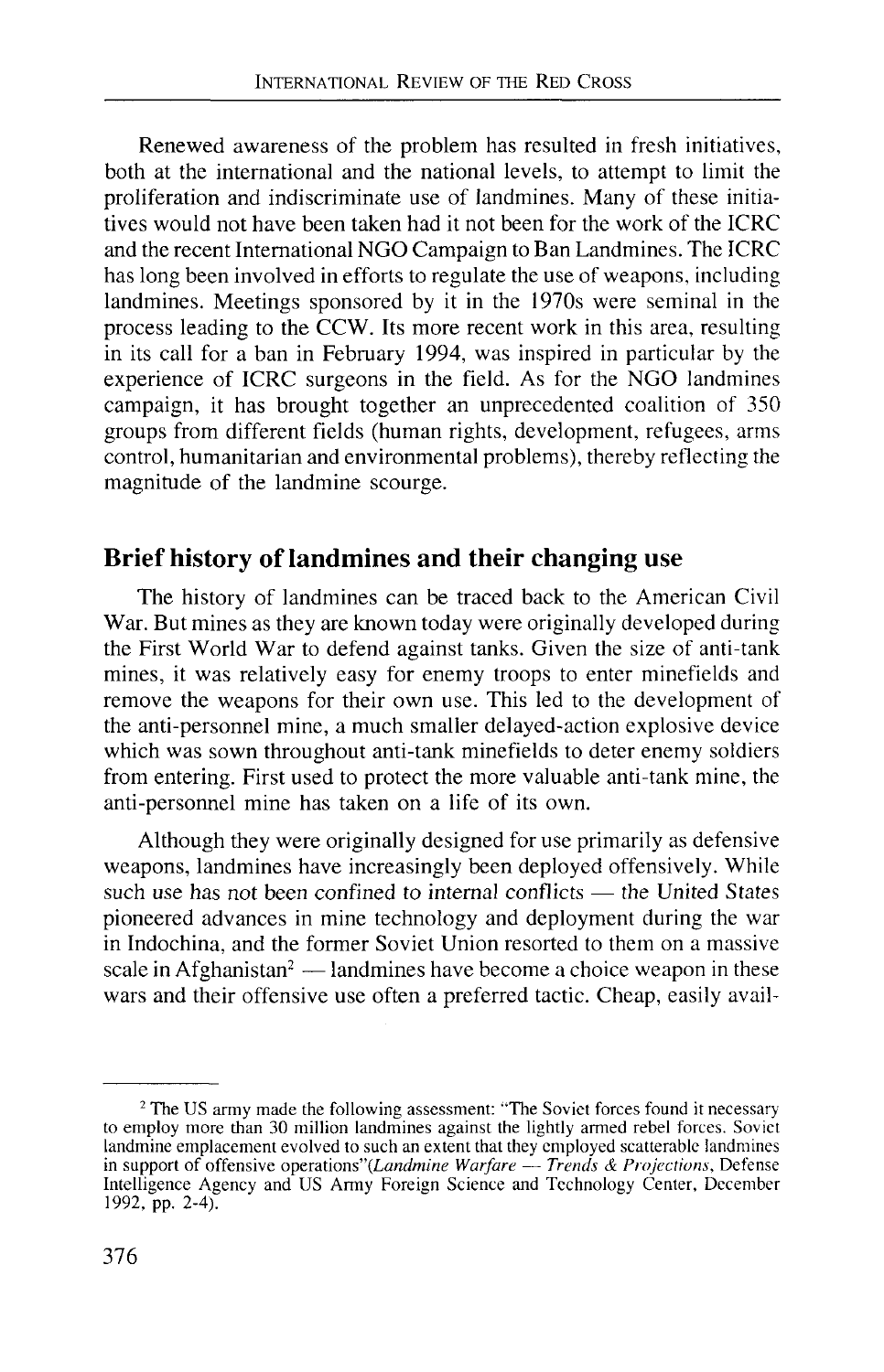Renewed awareness of the problem has resulted in fresh initiatives, both at the international and the national levels, to attempt to limit the proliferation and indiscriminate use of landmines. Many of these initiatives would not have been taken had it not been for the work of the ICRC and the recent International NGO Campaign to Ban Landmines. The ICRC has long been involved in efforts to regulate the use of weapons, including landmines. Meetings sponsored by it in the 1970s were seminal in the process leading to the CCW. Its more recent work in this area, resulting in its call for a ban in February 1994, was inspired in particular by the experience of ICRC surgeons in the field. As for the NGO landmines campaign, it has brought together an unprecedented coalition of 350 groups from different fields (human rights, development, refugees, arms control, humanitarian and environmental problems), thereby reflecting the magnitude of the landmine scourge.

## Brief history of landmines and their changing use

The history of landmines can be traced back to the American Civil War. But mines as they are known today were originally developed during the First World War to defend against tanks. Given the size of anti-tank mines, it was relatively easy for enemy troops to enter minefields and remove the weapons for their own use. This led to the development of the anti-personnel mine, a much smaller delayed-action explosive device which was sown throughout anti-tank minefields to deter enemy soldiers from entering. First used to protect the more valuable anti-tank mine, the anti-personnel mine has taken on a life of its own.

Although they were originally designed for use primarily as defensive weapons, landmines have increasingly been deployed offensively. While such use has not been confined to internal conflicts — the United States pioneered advances in mine technology and deployment during the war in Indochina, and the former Soviet Union resorted to them on a massive scale in Afghanistan[2] — landmines have become a choice weapon in these wars and their offensive use often a preferred tactic. Cheap, easily avail-

[2] The US army made the following assessment: "The Soviet forces found it necessary to employ more than 30 million landmines against the lightly armed rebel forces. Soviet landmine emplacement evolved to such an extent that they employed scatterable landmines in support of offensive operations"(*Landmine Warfare — Trends & Projections*, Defense Intelligence Agency and US Army Foreign Science and Technology Center, December 1992, pp. 2-4).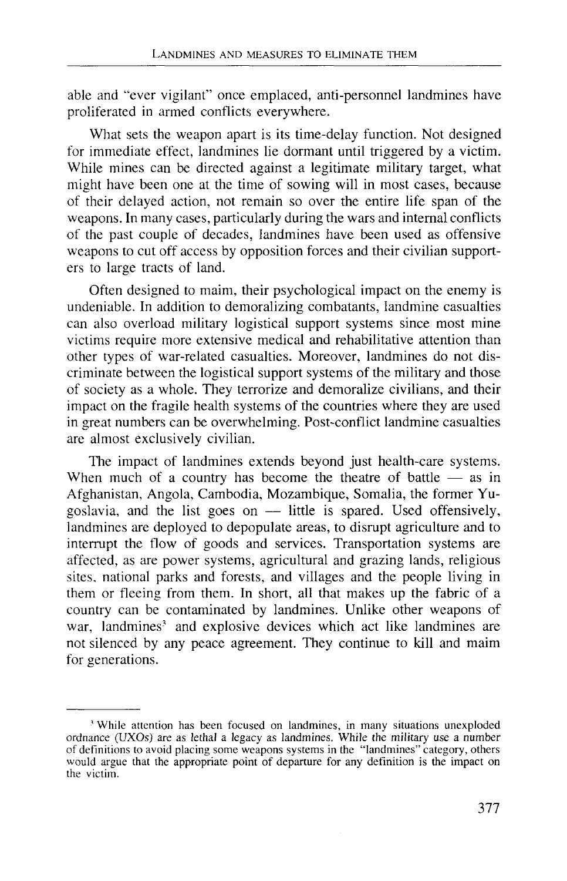able and "ever vigilant" once emplaced, anti-personnel landmines have proliferated in armed conflicts everywhere.

What sets the weapon apart is its time-delay function. Not designed for immediate effect, landmines lie dormant until triggered by a victim. While mines can be directed against a legitimate military target, what might have been one at the time of sowing will in most cases, because of their delayed action, not remain so over the entire life span of the weapons. In many cases, particularly during the wars and internal conflicts of the past couple of decades, landmines have been used as offensive weapons to cut off access by opposition forces and their civilian supporters to large tracts of land.

Often designed to maim, their psychological impact on the enemy is undeniable. In addition to demoralizing combatants, landmine casualties can also overload military logistical support systems since most mine victims require more extensive medical and rehabilitative attention than other types of war-related casualties. Moreover, landmines do not discriminate between the logistical support systems of the military and those of society as a whole. They terrorize and demoralize civilians, and their impact on the fragile health systems of the countries where they are used in great numbers can be overwhelming. Post-conflict landmine casualties are almost exclusively civilian.

The impact of landmines extends beyond just health-care systems. When much of a country has become the theatre of battle — as in Afghanistan, Angola, Cambodia, Mozambique, Somalia, the former Yugoslavia, and the list goes on — little is spared. Used offensively, landmines are deployed to depopulate areas, to disrupt agriculture and to interrupt the flow of goods and services. Transportation systems are affected, as are power systems, agricultural and grazing lands, religious sites, national parks and forests, and villages and the people living in them or fleeing from them. In short, all that makes up the fabric of a country can be contaminated by landmines. Unlike other weapons of war, landmines[3] and explosive devices which act like landmines are not silenced by any peace agreement. They continue to kill and maim for generations.

---

[3] While attention has been focused on landmines, in many situations unexploded ordnance (UXOs) are as lethal a legacy as landmines. While the military use a number of definitions to avoid placing some weapons systems in the "landmines" category, others would argue that the appropriate point of departure for any definition is the impact on the victim.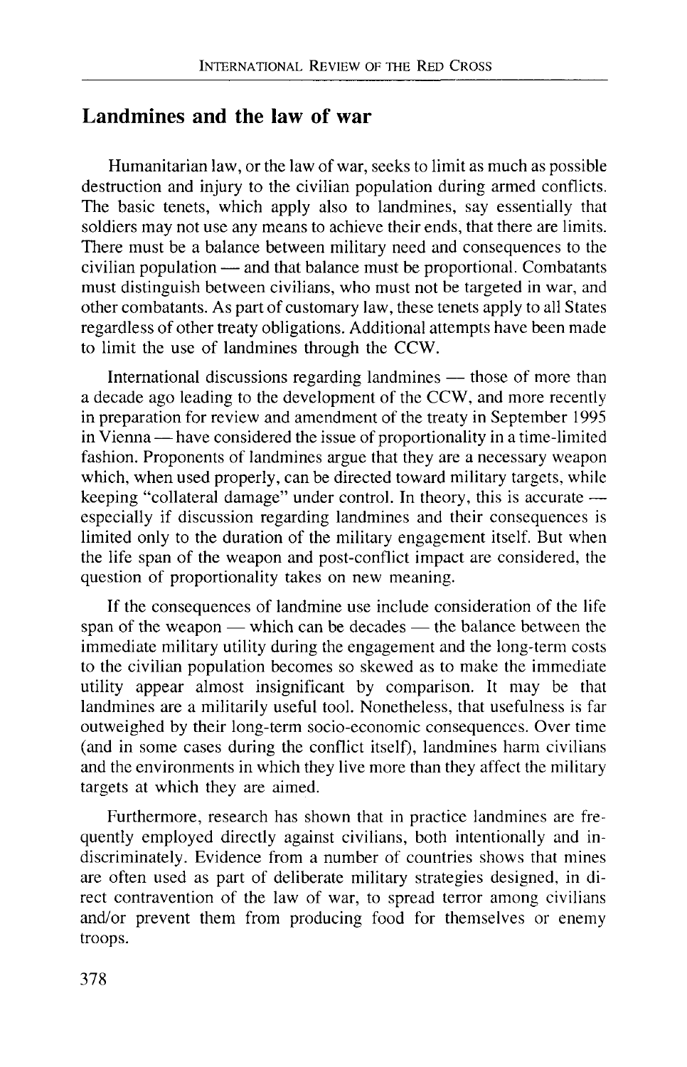## Landmines and the law of war

Humanitarian law, or the law of war, seeks to limit as much as possible destruction and injury to the civilian population during armed conflicts. The basic tenets, which apply also to landmines, say essentially that soldiers may not use any means to achieve their ends, that there are limits. There must be a balance between military need and consequences to the civilian population — and that balance must be proportional. Combatants must distinguish between civilians, who must not be targeted in war, and other combatants. As part of customary law, these tenets apply to all States regardless of other treaty obligations. Additional attempts have been made to limit the use of landmines through the CCW.

International discussions regarding landmines — those of more than a decade ago leading to the development of the CCW, and more recently in preparation for review and amendment of the treaty in September 1995 in Vienna — have considered the issue of proportionality in a time-limited fashion. Proponents of landmines argue that they are a necessary weapon which, when used properly, can be directed toward military targets, while keeping "collateral damage" under control. In theory, this is accurate — especially if discussion regarding landmines and their consequences is limited only to the duration of the military engagement itself. But when the life span of the weapon and post-conflict impact are considered, the question of proportionality takes on new meaning.

If the consequences of landmine use include consideration of the life span of the weapon — which can be decades — the balance between the immediate military utility during the engagement and the long-term costs to the civilian population becomes so skewed as to make the immediate utility appear almost insignificant by comparison. It may be that landmines are a militarily useful tool. Nonetheless, that usefulness is far outweighed by their long-term socio-economic consequences. Over time (and in some cases during the conflict itself), landmines harm civilians and the environments in which they live more than they affect the military targets at which they are aimed.

Furthermore, research has shown that in practice landmines are frequently employed directly against civilians, both intentionally and indiscriminately. Evidence from a number of countries shows that mines are often used as part of deliberate military strategies designed, in direct contravention of the law of war, to spread terror among civilians and/or prevent them from producing food for themselves or enemy troops.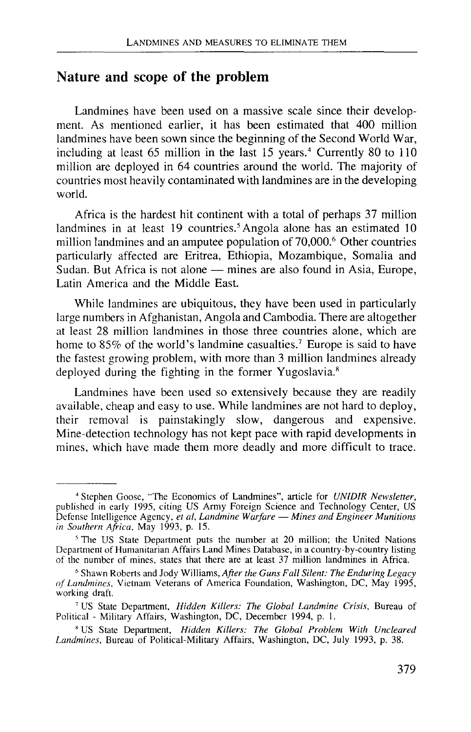## Nature and scope of the problem

Landmines have been used on a massive scale since their development. As mentioned earlier, it has been estimated that 400 million landmines have been sown since the beginning of the Second World War, including at least 65 million in the last 15 years.[4] Currently 80 to 110 million are deployed in 64 countries around the world. The majority of countries most heavily contaminated with landmines are in the developing world.

Africa is the hardest hit continent with a total of perhaps 37 million landmines in at least 19 countries.[5] Angola alone has an estimated 10 million landmines and an amputee population of 70,000.[6] Other countries particularly affected are Eritrea, Ethiopia, Mozambique, Somalia and Sudan. But Africa is not alone — mines are also found in Asia, Europe, Latin America and the Middle East.

While landmines are ubiquitous, they have been used in particularly large numbers in Afghanistan, Angola and Cambodia. There are altogether at least 28 million landmines in those three countries alone, which are home to 85% of the world's landmine casualties.[7] Europe is said to have the fastest growing problem, with more than 3 million landmines already deployed during the fighting in the former Yugoslavia.[8]

Landmines have been used so extensively because they are readily available, cheap and easy to use. While landmines are not hard to deploy, their removal is painstakingly slow, dangerous and expensive. Mine-detection technology has not kept pace with rapid developments in mines, which have made them more deadly and more difficult to trace.

---

[4] Stephen Goose, "The Economics of Landmines", article for *UNIDIR Newsletter*, published in early 1995, citing US Army Foreign Science and Technology Center, US Defense Intelligence Agency, *et al*, *Landmine Warfare — Mines and Engineer Munitions in Southern Africa*, May 1993, p. 15.

[5] The US State Department puts the number at 20 million; the United Nations Department of Humanitarian Affairs Land Mines Database, in a country-by-country listing of the number of mines, states that there are at least 37 million landmines in Africa.

[6] Shawn Roberts and Jody Williams, *After the Guns Fall Silent: The Enduring Legacy of Landmines*, Vietnam Veterans of America Foundation, Washington, DC, May 1995, working draft.

[7] US State Department, *Hidden Killers: The Global Landmine Crisis*, Bureau of Political - Military Affairs, Washington, DC, December 1994, p. 1.

[8] US State Department, *Hidden Killers: The Global Problem With Uncleared Landmines*, Bureau of Political-Military Affairs, Washington, DC, July 1993, p. 38.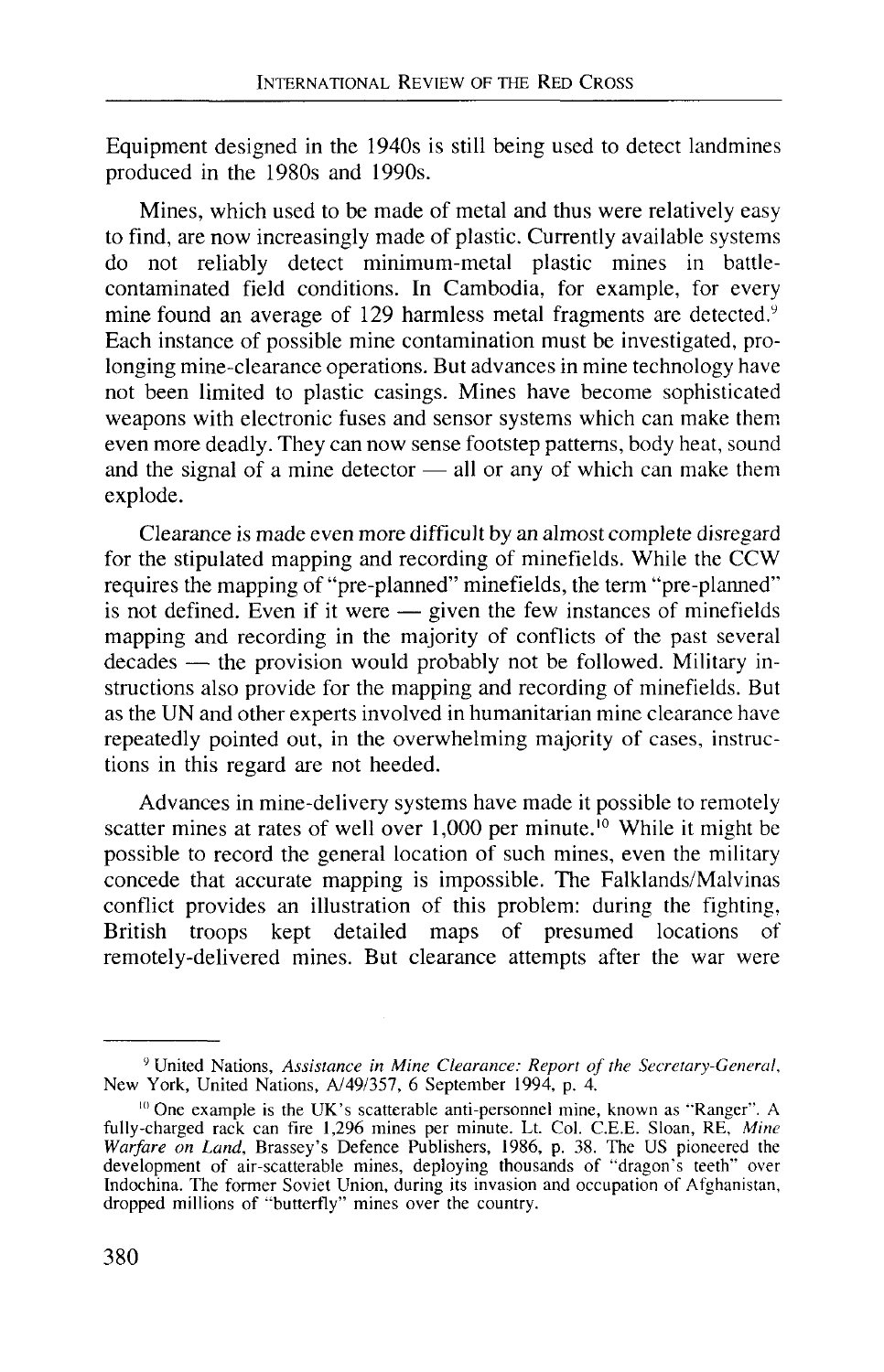Equipment designed in the 1940s is still being used to detect landmines produced in the 1980s and 1990s.

Mines, which used to be made of metal and thus were relatively easy to find, are now increasingly made of plastic. Currently available systems do not reliably detect minimum-metal plastic mines in battle-contaminated field conditions. In Cambodia, for example, for every mine found an average of 129 harmless metal fragments are detected.[9] Each instance of possible mine contamination must be investigated, prolonging mine-clearance operations. But advances in mine technology have not been limited to plastic casings. Mines have become sophisticated weapons with electronic fuses and sensor systems which can make them even more deadly. They can now sense footstep patterns, body heat, sound and the signal of a mine detector — all or any of which can make them explode.

Clearance is made even more difficult by an almost complete disregard for the stipulated mapping and recording of minefields. While the CCW requires the mapping of "pre-planned" minefields, the term "pre-planned" is not defined. Even if it were — given the few instances of minefields mapping and recording in the majority of conflicts of the past several decades — the provision would probably not be followed. Military instructions also provide for the mapping and recording of minefields. But as the UN and other experts involved in humanitarian mine clearance have repeatedly pointed out, in the overwhelming majority of cases, instructions in this regard are not heeded.

Advances in mine-delivery systems have made it possible to remotely scatter mines at rates of well over 1,000 per minute.[10] While it might be possible to record the general location of such mines, even the military concede that accurate mapping is impossible. The Falklands/Malvinas conflict provides an illustration of this problem: during the fighting, British troops kept detailed maps of presumed locations of remotely-delivered mines. But clearance attempts after the war were

---

[9] United Nations, *Assistance in Mine Clearance: Report of the Secretary-General*, New York, United Nations, A/49/357, 6 September 1994, p. 4.

[10] One example is the UK's scatterable anti-personnel mine, known as "Ranger". A fully-charged rack can fire 1,296 mines per minute. Lt. Col. C.E.E. Sloan, RE, *Mine Warfare on Land*, Brassey's Defence Publishers, 1986, p. 38. The US pioneered the development of air-scatterable mines, deploying thousands of "dragon's teeth" over Indochina. The former Soviet Union, during its invasion and occupation of Afghanistan, dropped millions of "butterfly" mines over the country.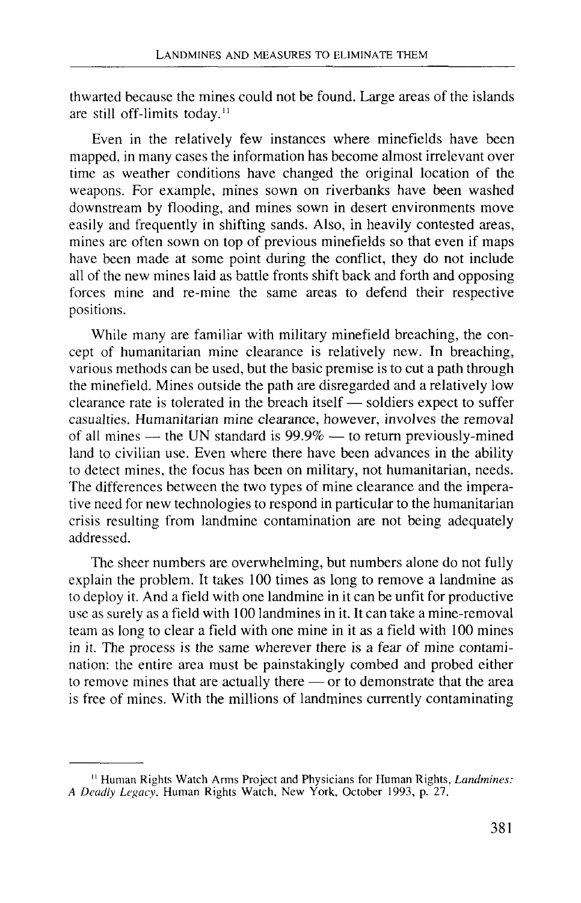thwarted because the mines could not be found. Large areas of the islands are still off-limits today.[11]

Even in the relatively few instances where minefields have been mapped, in many cases the information has become almost irrelevant over time as weather conditions have changed the original location of the weapons. For example, mines sown on riverbanks have been washed downstream by flooding, and mines sown in desert environments move easily and frequently in shifting sands. Also, in heavily contested areas, mines are often sown on top of previous minefields so that even if maps have been made at some point during the conflict, they do not include all of the new mines laid as battle fronts shift back and forth and opposing forces mine and re-mine the same areas to defend their respective positions.

While many are familiar with military minefield breaching, the concept of humanitarian mine clearance is relatively new. In breaching, various methods can be used, but the basic premise is to cut a path through the minefield. Mines outside the path are disregarded and a relatively low clearance rate is tolerated in the breach itself — soldiers expect to suffer casualties. Humanitarian mine clearance, however, involves the removal of all mines — the UN standard is 99.9% — to return previously-mined land to civilian use. Even where there have been advances in the ability to detect mines, the focus has been on military, not humanitarian, needs. The differences between the two types of mine clearance and the imperative need for new technologies to respond in particular to the humanitarian crisis resulting from landmine contamination are not being adequately addressed.

The sheer numbers are overwhelming, but numbers alone do not fully explain the problem. It takes 100 times as long to remove a landmine as to deploy it. And a field with one landmine in it can be unfit for productive use as surely as a field with 100 landmines in it. It can take a mine-removal team as long to clear a field with one mine in it as a field with 100 mines in it. The process is the same wherever there is a fear of mine contamination: the entire area must be painstakingly combed and probed either to remove mines that are actually there — or to demonstrate that the area is free of mines. With the millions of landmines currently contaminating

---

[11] Human Rights Watch Arms Project and Physicians for Human Rights, *Landmines: A Deadly Legacy*, Human Rights Watch, New York, October 1993, p. 27.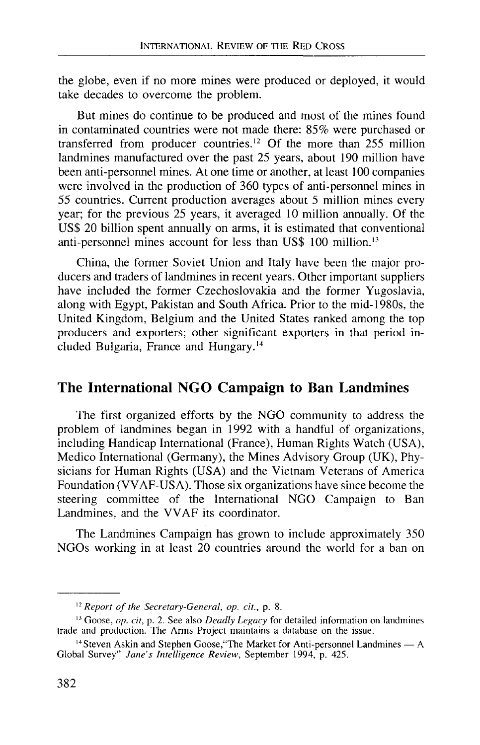the globe, even if no more mines were produced or deployed, it would take decades to overcome the problem.

But mines do continue to be produced and most of the mines found in contaminated countries were not made there: 85% were purchased or transferred from producer countries.[12] Of the more than 255 million landmines manufactured over the past 25 years, about 190 million have been anti-personnel mines. At one time or another, at least 100 companies were involved in the production of 360 types of anti-personnel mines in 55 countries. Current production averages about 5 million mines every year; for the previous 25 years, it averaged 10 million annually. Of the US$ 20 billion spent annually on arms, it is estimated that conventional anti-personnel mines account for less than US$ 100 million.[13]

China, the former Soviet Union and Italy have been the major producers and traders of landmines in recent years. Other important suppliers have included the former Czechoslovakia and the former Yugoslavia, along with Egypt, Pakistan and South Africa. Prior to the mid-1980s, the United Kingdom, Belgium and the United States ranked among the top producers and exporters; other significant exporters in that period included Bulgaria, France and Hungary.[14]

## The International NGO Campaign to Ban Landmines

The first organized efforts by the NGO community to address the problem of landmines began in 1992 with a handful of organizations, including Handicap International (France), Human Rights Watch (USA), Medico International (Germany), the Mines Advisory Group (UK), Physicians for Human Rights (USA) and the Vietnam Veterans of America Foundation (VVAF-USA). Those six organizations have since become the steering committee of the International NGO Campaign to Ban Landmines, and the VVAF its coordinator.

The Landmines Campaign has grown to include approximately 350 NGOs working in at least 20 countries around the world for a ban on

---

[12] *Report of the Secretary-General, op. cit.*, p. 8.

[13] Goose, *op. cit*, p. 2. See also *Deadly Legacy* for detailed information on landmines trade and production. The Arms Project maintains a database on the issue.

[14] Steven Askin and Stephen Goose, "The Market for Anti-personnel Landmines — A Global Survey" *Jane's Intelligence Review*, September 1994, p. 425.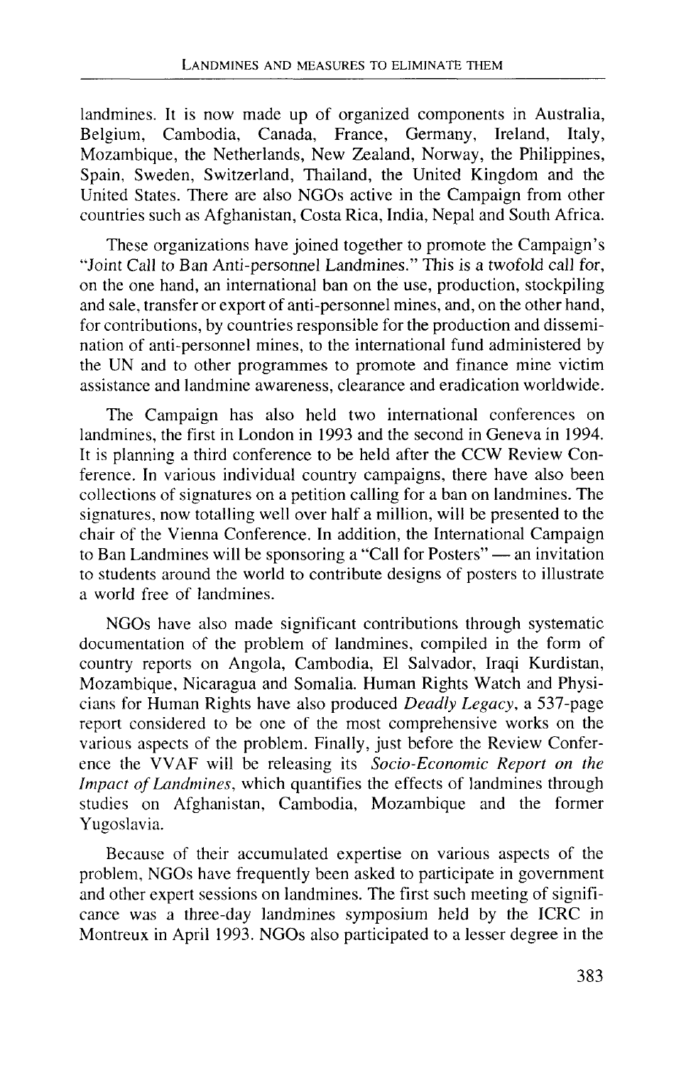landmines. It is now made up of organized components in Australia, Belgium, Cambodia, Canada, France, Germany, Ireland, Italy, Mozambique, the Netherlands, New Zealand, Norway, the Philippines, Spain, Sweden, Switzerland, Thailand, the United Kingdom and the United States. There are also NGOs active in the Campaign from other countries such as Afghanistan, Costa Rica, India, Nepal and South Africa.

These organizations have joined together to promote the Campaign's "Joint Call to Ban Anti-personnel Landmines." This is a twofold call for, on the one hand, an international ban on the use, production, stockpiling and sale, transfer or export of anti-personnel mines, and, on the other hand, for contributions, by countries responsible for the production and dissemination of anti-personnel mines, to the international fund administered by the UN and to other programmes to promote and finance mine victim assistance and landmine awareness, clearance and eradication worldwide.

The Campaign has also held two international conferences on landmines, the first in London in 1993 and the second in Geneva in 1994. It is planning a third conference to be held after the CCW Review Conference. In various individual country campaigns, there have also been collections of signatures on a petition calling for a ban on landmines. The signatures, now totalling well over half a million, will be presented to the chair of the Vienna Conference. In addition, the International Campaign to Ban Landmines will be sponsoring a "Call for Posters" — an invitation to students around the world to contribute designs of posters to illustrate a world free of landmines.

NGOs have also made significant contributions through systematic documentation of the problem of landmines, compiled in the form of country reports on Angola, Cambodia, El Salvador, Iraqi Kurdistan, Mozambique, Nicaragua and Somalia. Human Rights Watch and Physicians for Human Rights have also produced *Deadly Legacy*, a 537-page report considered to be one of the most comprehensive works on the various aspects of the problem. Finally, just before the Review Conference the VVAF will be releasing its *Socio-Economic Report on the Impact of Landmines*, which quantifies the effects of landmines through studies on Afghanistan, Cambodia, Mozambique and the former Yugoslavia.

Because of their accumulated expertise on various aspects of the problem, NGOs have frequently been asked to participate in government and other expert sessions on landmines. The first such meeting of significance was a three-day landmines symposium held by the ICRC in Montreux in April 1993. NGOs also participated to a lesser degree in the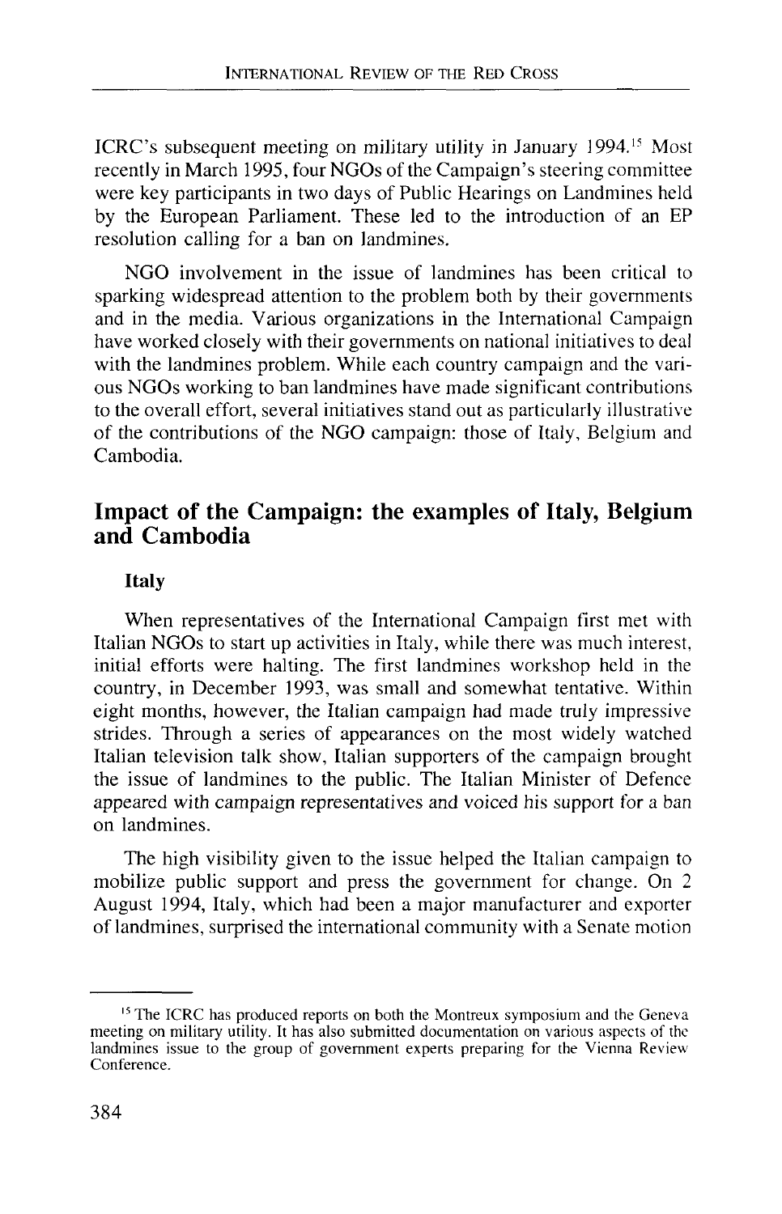ICRC's subsequent meeting on military utility in January 1994.[15] Most recently in March 1995, four NGOs of the Campaign's steering committee were key participants in two days of Public Hearings on Landmines held by the European Parliament. These led to the introduction of an EP resolution calling for a ban on landmines.

NGO involvement in the issue of landmines has been critical to sparking widespread attention to the problem both by their governments and in the media. Various organizations in the International Campaign have worked closely with their governments on national initiatives to deal with the landmines problem. While each country campaign and the various NGOs working to ban landmines have made significant contributions to the overall effort, several initiatives stand out as particularly illustrative of the contributions of the NGO campaign: those of Italy, Belgium and Cambodia.

## Impact of the Campaign: the examples of Italy, Belgium and Cambodia

### Italy

When representatives of the International Campaign first met with Italian NGOs to start up activities in Italy, while there was much interest, initial efforts were halting. The first landmines workshop held in the country, in December 1993, was small and somewhat tentative. Within eight months, however, the Italian campaign had made truly impressive strides. Through a series of appearances on the most widely watched Italian television talk show, Italian supporters of the campaign brought the issue of landmines to the public. The Italian Minister of Defence appeared with campaign representatives and voiced his support for a ban on landmines.

The high visibility given to the issue helped the Italian campaign to mobilize public support and press the government for change. On 2 August 1994, Italy, which had been a major manufacturer and exporter of landmines, surprised the international community with a Senate motion

---

[15] The ICRC has produced reports on both the Montreux symposium and the Geneva meeting on military utility. It has also submitted documentation on various aspects of the landmines issue to the group of government experts preparing for the Vienna Review Conference.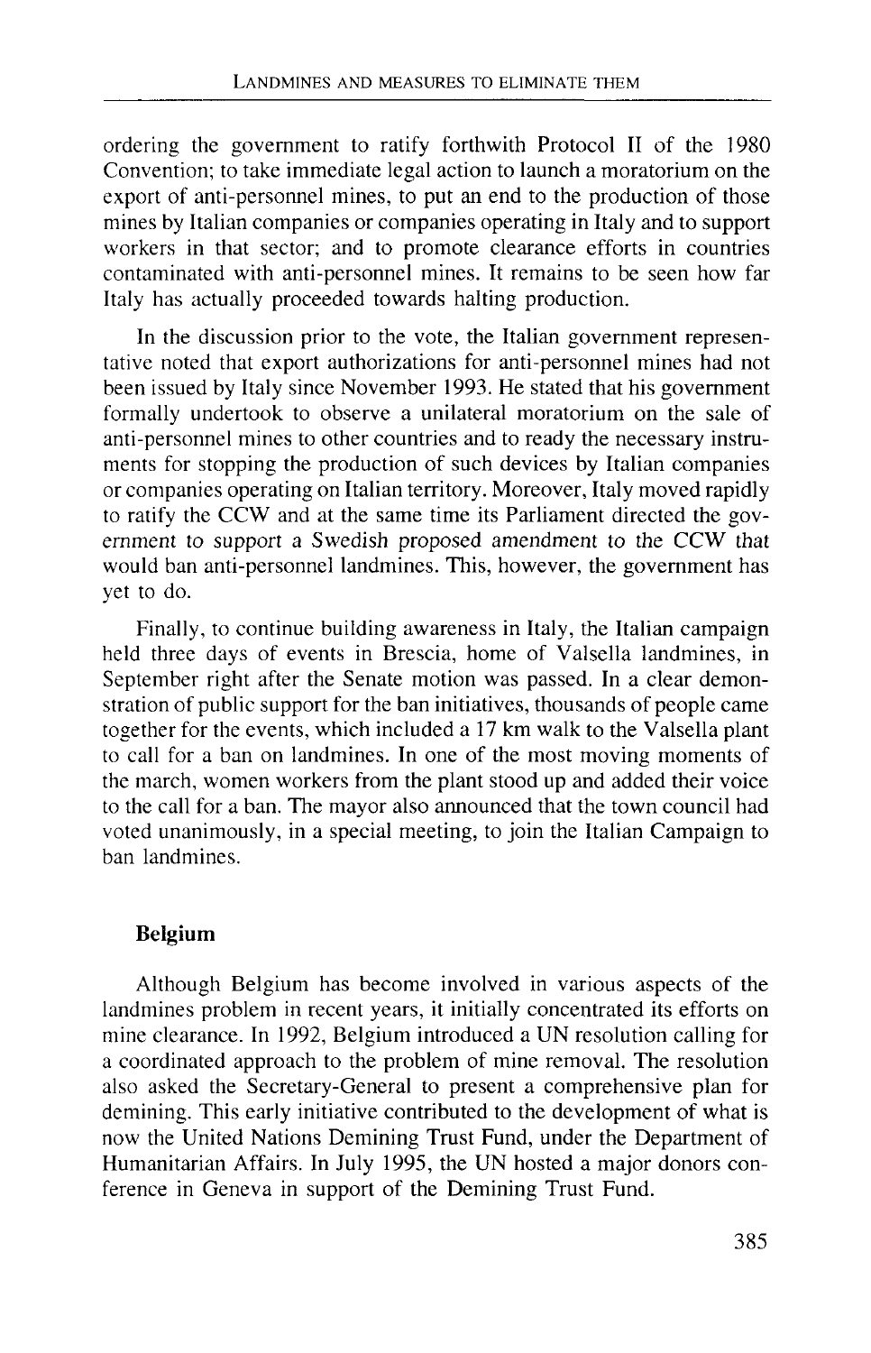ordering the government to ratify forthwith Protocol II of the 1980 Convention; to take immediate legal action to launch a moratorium on the export of anti-personnel mines, to put an end to the production of those mines by Italian companies or companies operating in Italy and to support workers in that sector; and to promote clearance efforts in countries contaminated with anti-personnel mines. It remains to be seen how far Italy has actually proceeded towards halting production.

In the discussion prior to the vote, the Italian government representative noted that export authorizations for anti-personnel mines had not been issued by Italy since November 1993. He stated that his government formally undertook to observe a unilateral moratorium on the sale of anti-personnel mines to other countries and to ready the necessary instruments for stopping the production of such devices by Italian companies or companies operating on Italian territory. Moreover, Italy moved rapidly to ratify the CCW and at the same time its Parliament directed the government to support a Swedish proposed amendment to the CCW that would ban anti-personnel landmines. This, however, the government has yet to do.

Finally, to continue building awareness in Italy, the Italian campaign held three days of events in Brescia, home of Valsella landmines, in September right after the Senate motion was passed. In a clear demonstration of public support for the ban initiatives, thousands of people came together for the events, which included a 17 km walk to the Valsella plant to call for a ban on landmines. In one of the most moving moments of the march, women workers from the plant stood up and added their voice to the call for a ban. The mayor also announced that the town council had voted unanimously, in a special meeting, to join the Italian Campaign to ban landmines.

### Belgium

Although Belgium has become involved in various aspects of the landmines problem in recent years, it initially concentrated its efforts on mine clearance. In 1992, Belgium introduced a UN resolution calling for a coordinated approach to the problem of mine removal. The resolution also asked the Secretary-General to present a comprehensive plan for demining. This early initiative contributed to the development of what is now the United Nations Demining Trust Fund, under the Department of Humanitarian Affairs. In July 1995, the UN hosted a major donors conference in Geneva in support of the Demining Trust Fund.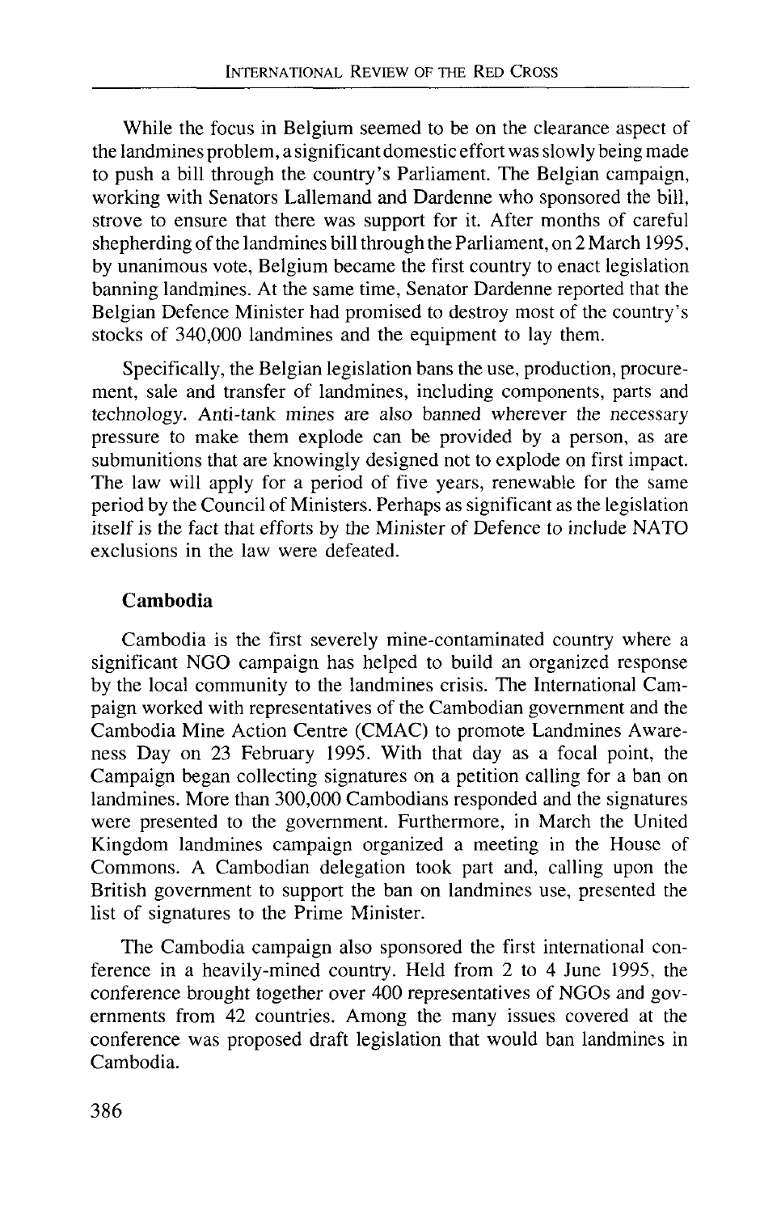While the focus in Belgium seemed to be on the clearance aspect of the landmines problem, a significant domestic effort was slowly being made to push a bill through the country's Parliament. The Belgian campaign, working with Senators Lallemand and Dardenne who sponsored the bill, strove to ensure that there was support for it. After months of careful shepherding of the landmines bill through the Parliament, on 2 March 1995, by unanimous vote, Belgium became the first country to enact legislation banning landmines. At the same time, Senator Dardenne reported that the Belgian Defence Minister had promised to destroy most of the country's stocks of 340,000 landmines and the equipment to lay them.

Specifically, the Belgian legislation bans the use, production, procurement, sale and transfer of landmines, including components, parts and technology. Anti-tank mines are also banned wherever the necessary pressure to make them explode can be provided by a person, as are submunitions that are knowingly designed not to explode on first impact. The law will apply for a period of five years, renewable for the same period by the Council of Ministers. Perhaps as significant as the legislation itself is the fact that efforts by the Minister of Defence to include NATO exclusions in the law were defeated.

### Cambodia

Cambodia is the first severely mine-contaminated country where a significant NGO campaign has helped to build an organized response by the local community to the landmines crisis. The International Campaign worked with representatives of the Cambodian government and the Cambodia Mine Action Centre (CMAC) to promote Landmines Awareness Day on 23 February 1995. With that day as a focal point, the Campaign began collecting signatures on a petition calling for a ban on landmines. More than 300,000 Cambodians responded and the signatures were presented to the government. Furthermore, in March the United Kingdom landmines campaign organized a meeting in the House of Commons. A Cambodian delegation took part and, calling upon the British government to support the ban on landmines use, presented the list of signatures to the Prime Minister.

The Cambodia campaign also sponsored the first international conference in a heavily-mined country. Held from 2 to 4 June 1995, the conference brought together over 400 representatives of NGOs and governments from 42 countries. Among the many issues covered at the conference was proposed draft legislation that would ban landmines in Cambodia.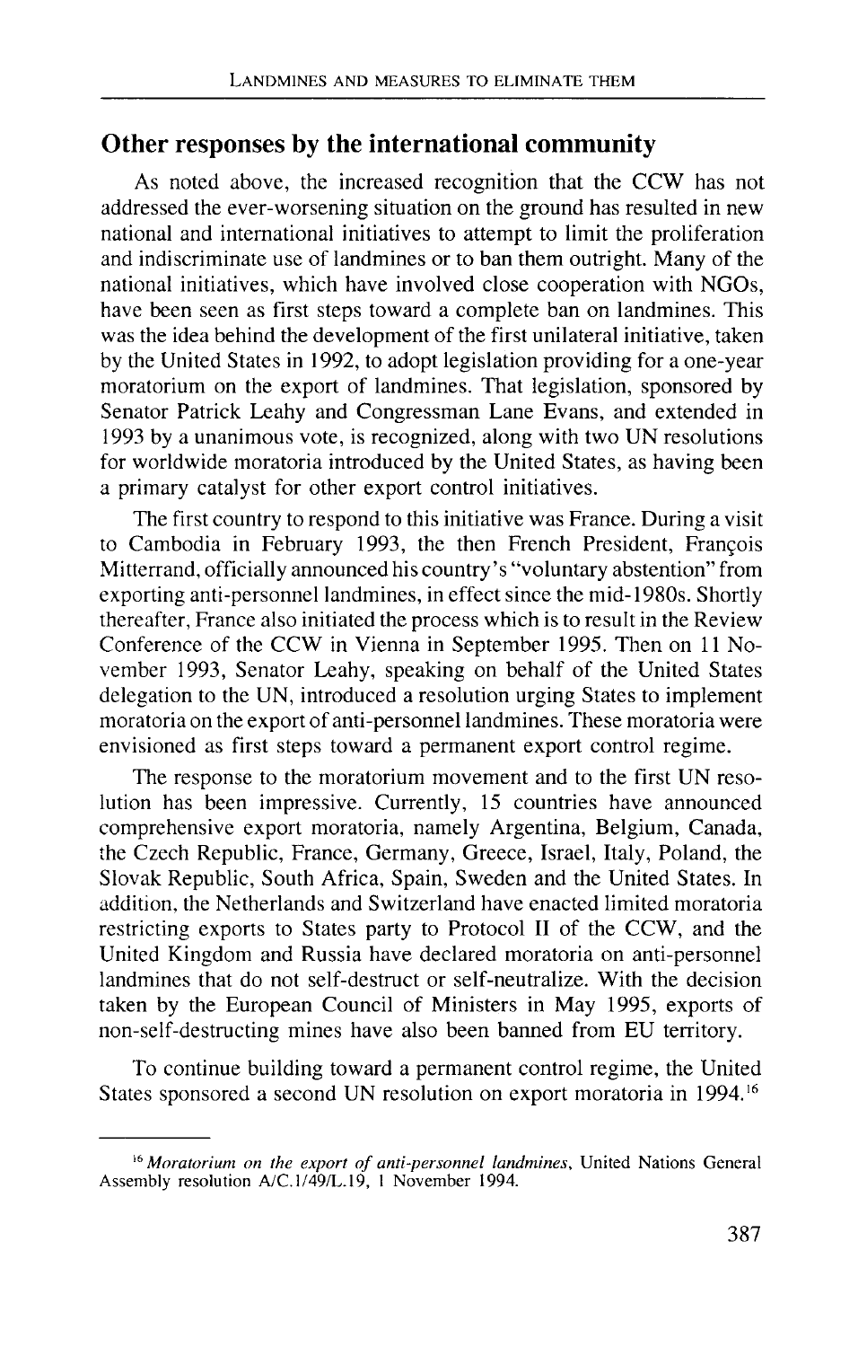## Other responses by the international community

As noted above, the increased recognition that the CCW has not addressed the ever-worsening situation on the ground has resulted in new national and international initiatives to attempt to limit the proliferation and indiscriminate use of landmines or to ban them outright. Many of the national initiatives, which have involved close cooperation with NGOs, have been seen as first steps toward a complete ban on landmines. This was the idea behind the development of the first unilateral initiative, taken by the United States in 1992, to adopt legislation providing for a one-year moratorium on the export of landmines. That legislation, sponsored by Senator Patrick Leahy and Congressman Lane Evans, and extended in 1993 by a unanimous vote, is recognized, along with two UN resolutions for worldwide moratoria introduced by the United States, as having been a primary catalyst for other export control initiatives.

The first country to respond to this initiative was France. During a visit to Cambodia in February 1993, the then French President, François Mitterrand, officially announced his country's "voluntary abstention" from exporting anti-personnel landmines, in effect since the mid-1980s. Shortly thereafter, France also initiated the process which is to result in the Review Conference of the CCW in Vienna in September 1995. Then on 11 November 1993, Senator Leahy, speaking on behalf of the United States delegation to the UN, introduced a resolution urging States to implement moratoria on the export of anti-personnel landmines. These moratoria were envisioned as first steps toward a permanent export control regime.

The response to the moratorium movement and to the first UN resolution has been impressive. Currently, 15 countries have announced comprehensive export moratoria, namely Argentina, Belgium, Canada, the Czech Republic, France, Germany, Greece, Israel, Italy, Poland, the Slovak Republic, South Africa, Spain, Sweden and the United States. In addition, the Netherlands and Switzerland have enacted limited moratoria restricting exports to States party to Protocol II of the CCW, and the United Kingdom and Russia have declared moratoria on anti-personnel landmines that do not self-destruct or self-neutralize. With the decision taken by the European Council of Ministers in May 1995, exports of non-self-destructing mines have also been banned from EU territory.

To continue building toward a permanent control regime, the United States sponsored a second UN resolution on export moratoria in 1994.[16]

---

[16] *Moratorium on the export of anti-personnel landmines*, United Nations General Assembly resolution A/C.1/49/L.19, 1 November 1994.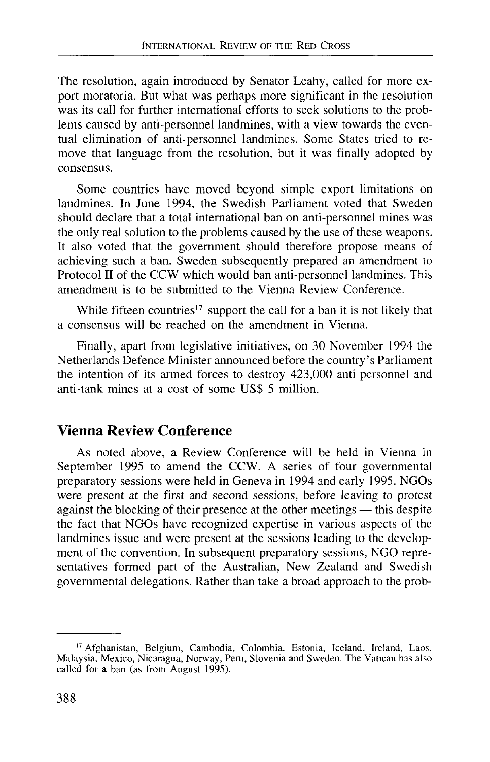The resolution, again introduced by Senator Leahy, called for more export moratoria. But what was perhaps more significant in the resolution was its call for further international efforts to seek solutions to the problems caused by anti-personnel landmines, with a view towards the eventual elimination of anti-personnel landmines. Some States tried to remove that language from the resolution, but it was finally adopted by consensus.

Some countries have moved beyond simple export limitations on landmines. In June 1994, the Swedish Parliament voted that Sweden should declare that a total international ban on anti-personnel mines was the only real solution to the problems caused by the use of these weapons. It also voted that the government should therefore propose means of achieving such a ban. Sweden subsequently prepared an amendment to Protocol II of the CCW which would ban anti-personnel landmines. This amendment is to be submitted to the Vienna Review Conference.

While fifteen countries[17] support the call for a ban it is not likely that a consensus will be reached on the amendment in Vienna.

Finally, apart from legislative initiatives, on 30 November 1994 the Netherlands Defence Minister announced before the country's Parliament the intention of its armed forces to destroy 423,000 anti-personnel and anti-tank mines at a cost of some US$ 5 million.

## Vienna Review Conference

As noted above, a Review Conference will be held in Vienna in September 1995 to amend the CCW. A series of four governmental preparatory sessions were held in Geneva in 1994 and early 1995. NGOs were present at the first and second sessions, before leaving to protest against the blocking of their presence at the other meetings — this despite the fact that NGOs have recognized expertise in various aspects of the landmines issue and were present at the sessions leading to the development of the convention. In subsequent preparatory sessions, NGO representatives formed part of the Australian, New Zealand and Swedish governmental delegations. Rather than take a broad approach to the prob-

---

[17] Afghanistan, Belgium, Cambodia, Colombia, Estonia, Iceland, Ireland, Laos, Malaysia, Mexico, Nicaragua, Norway, Peru, Slovenia and Sweden. The Vatican has also called for a ban (as from August 1995).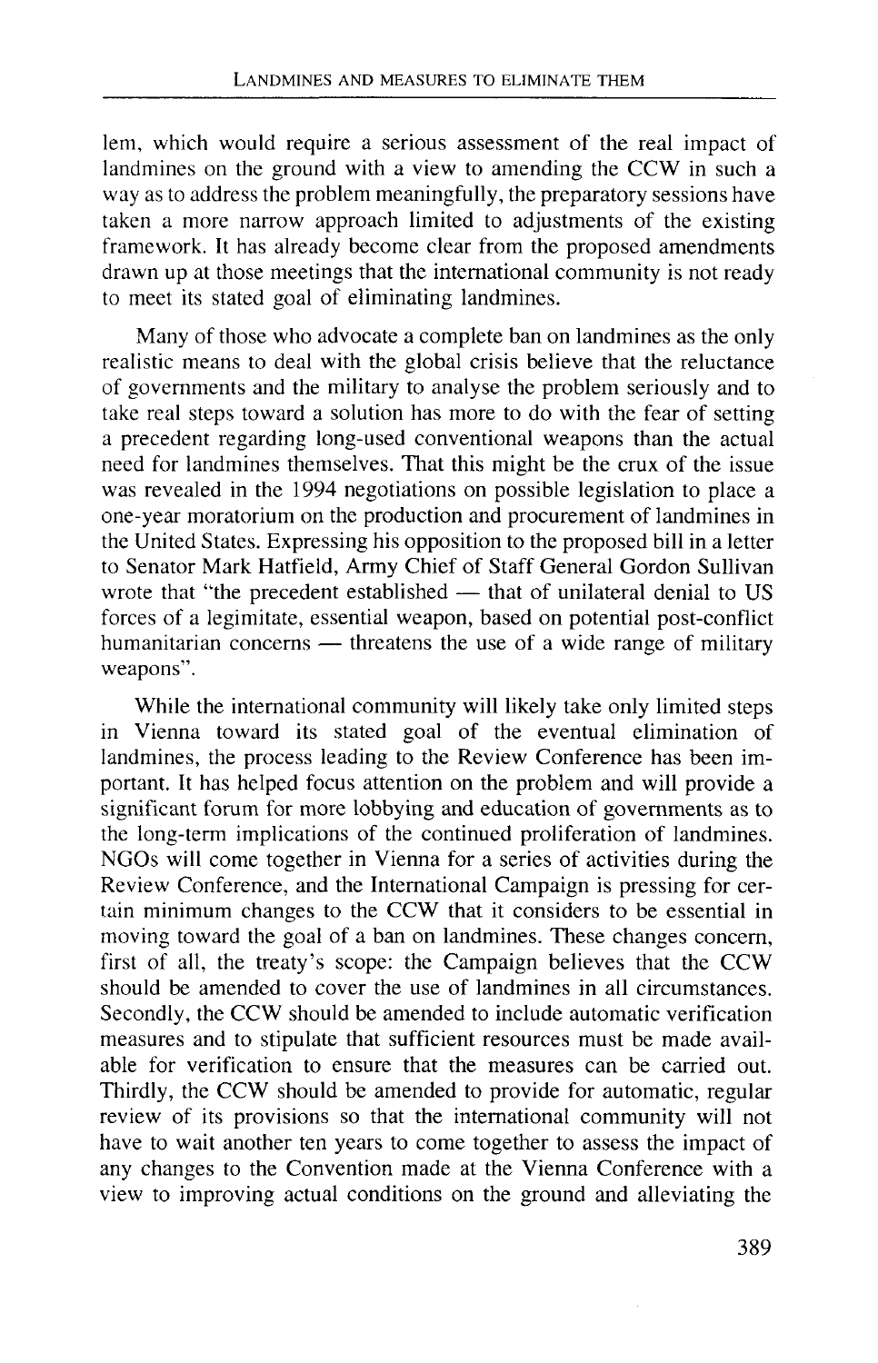lem, which would require a serious assessment of the real impact of landmines on the ground with a view to amending the CCW in such a way as to address the problem meaningfully, the preparatory sessions have taken a more narrow approach limited to adjustments of the existing framework. It has already become clear from the proposed amendments drawn up at those meetings that the international community is not ready to meet its stated goal of eliminating landmines.

Many of those who advocate a complete ban on landmines as the only realistic means to deal with the global crisis believe that the reluctance of governments and the military to analyse the problem seriously and to take real steps toward a solution has more to do with the fear of setting a precedent regarding long-used conventional weapons than the actual need for landmines themselves. That this might be the crux of the issue was revealed in the 1994 negotiations on possible legislation to place a one-year moratorium on the production and procurement of landmines in the United States. Expressing his opposition to the proposed bill in a letter to Senator Mark Hatfield, Army Chief of Staff General Gordon Sullivan wrote that "the precedent established — that of unilateral denial to US forces of a legimitate, essential weapon, based on potential post-conflict humanitarian concerns — threatens the use of a wide range of military weapons".

While the international community will likely take only limited steps in Vienna toward its stated goal of the eventual elimination of landmines, the process leading to the Review Conference has been important. It has helped focus attention on the problem and will provide a significant forum for more lobbying and education of governments as to the long-term implications of the continued proliferation of landmines. NGOs will come together in Vienna for a series of activities during the Review Conference, and the International Campaign is pressing for certain minimum changes to the CCW that it considers to be essential in moving toward the goal of a ban on landmines. These changes concern, first of all, the treaty's scope: the Campaign believes that the CCW should be amended to cover the use of landmines in all circumstances. Secondly, the CCW should be amended to include automatic verification measures and to stipulate that sufficient resources must be made available for verification to ensure that the measures can be carried out. Thirdly, the CCW should be amended to provide for automatic, regular review of its provisions so that the international community will not have to wait another ten years to come together to assess the impact of any changes to the Convention made at the Vienna Conference with a view to improving actual conditions on the ground and alleviating the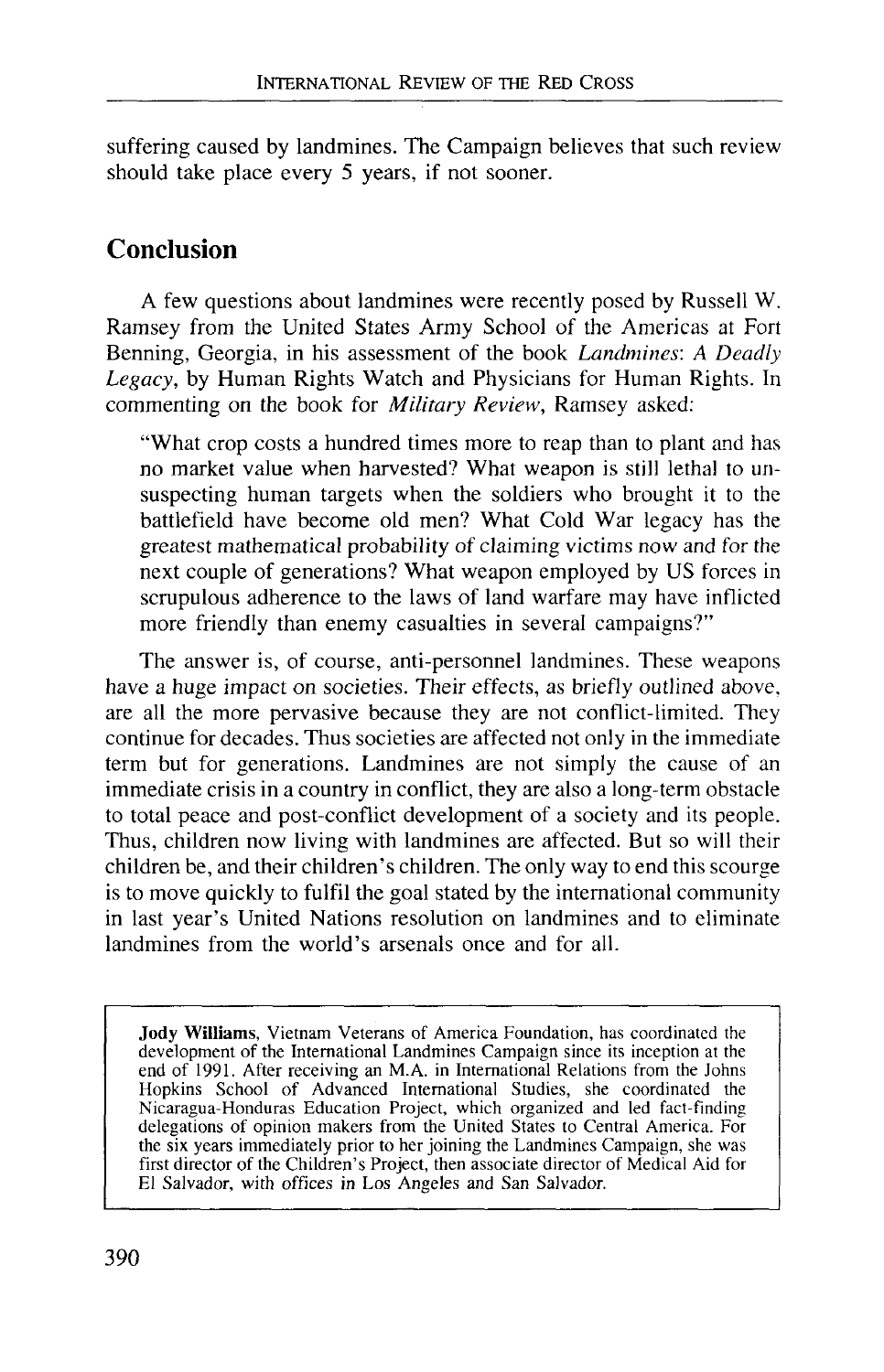suffering caused by landmines. The Campaign believes that such review should take place every 5 years, if not sooner.

## Conclusion

A few questions about landmines were recently posed by Russell W. Ramsey from the United States Army School of the Americas at Fort Benning, Georgia, in his assessment of the book *Landmines: A Deadly Legacy*, by Human Rights Watch and Physicians for Human Rights. In commenting on the book for *Military Review*, Ramsey asked:

> "What crop costs a hundred times more to reap than to plant and has no market value when harvested? What weapon is still lethal to unsuspecting human targets when the soldiers who brought it to the battlefield have become old men? What Cold War legacy has the greatest mathematical probability of claiming victims now and for the next couple of generations? What weapon employed by US forces in scrupulous adherence to the laws of land warfare may have inflicted more friendly than enemy casualties in several campaigns?"

The answer is, of course, anti-personnel landmines. These weapons have a huge impact on societies. Their effects, as briefly outlined above, are all the more pervasive because they are not conflict-limited. They continue for decades. Thus societies are affected not only in the immediate term but for generations. Landmines are not simply the cause of an immediate crisis in a country in conflict, they are also a long-term obstacle to total peace and post-conflict development of a society and its people. Thus, children now living with landmines are affected. But so will their children be, and their children's children. The only way to end this scourge is to move quickly to fulfil the goal stated by the international community in last year's United Nations resolution on landmines and to eliminate landmines from the world's arsenals once and for all.

**Jody Williams**, Vietnam Veterans of America Foundation, has coordinated the development of the International Landmines Campaign since its inception at the end of 1991. After receiving an M.A. in International Relations from the Johns Hopkins School of Advanced International Studies, she coordinated the Nicaragua-Honduras Education Project, which organized and led fact-finding delegations of opinion makers from the United States to Central America. For the six years immediately prior to her joining the Landmines Campaign, she was first director of the Children's Project, then associate director of Medical Aid for El Salvador, with offices in Los Angeles and San Salvador.